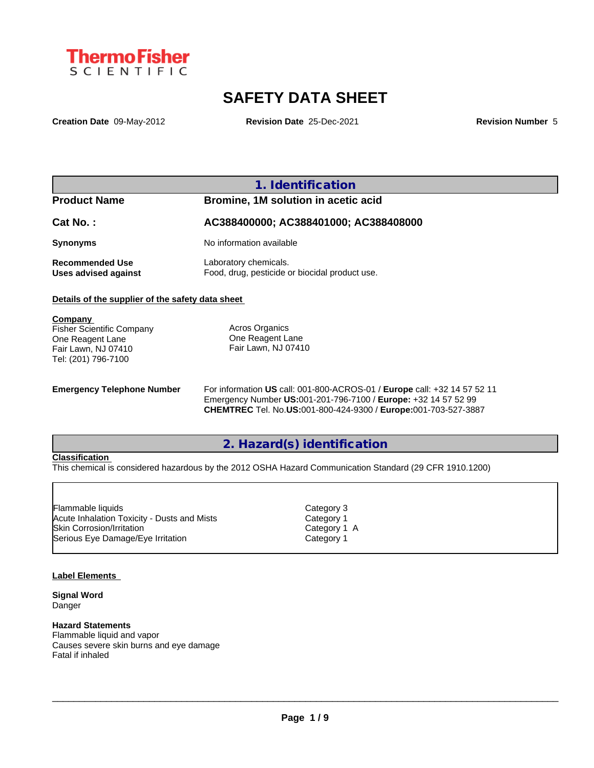ThermoFisher SCIENTIFIC

# SAFETY DATA SHEET

**Creation Date** 09-May-2012 **Revision Date** 25-Dec-2021 **Revision Number** 5

## 1. Identification

| | |
|---|---|
| **Product Name** | **Bromine, 1M solution in acetic acid** |
| **Cat No. :** | **AC388400000; AC388401000; AC388408000** |
| **Synonyms** | No information available |
| **Recommended Use** | Laboratory chemicals. |
| **Uses advised against** | Food, drug, pesticide or biocidal product use. |

**Details of the supplier of the safety data sheet**

**Company**
Fisher Scientific Company
One Reagent Lane
Fair Lawn, NJ 07410
Tel: (201) 796-7100

Acros Organics
One Reagent Lane
Fair Lawn, NJ 07410

**Emergency Telephone Number**
For information **US** call: 001-800-ACROS-01 / **Europe** call: +32 14 57 52 11
Emergency Number **US:**001-201-796-7100 / **Europe:** +32 14 57 52 99
**CHEMTREC** Tel. No.**US:**001-800-424-9300 / **Europe:**001-703-527-3887

## 2. Hazard(s) identification

**Classification**
This chemical is considered hazardous by the 2012 OSHA Hazard Communication Standard (29 CFR 1910.1200)

| | |
|---|---|
| Flammable liquids | Category 3 |
| Acute Inhalation Toxicity - Dusts and Mists | Category 1 |
| Skin Corrosion/Irritation | Category 1 A |
| Serious Eye Damage/Eye Irritation | Category 1 |

**Label Elements**

**Signal Word**
Danger

**Hazard Statements**
Flammable liquid and vapor
Causes severe skin burns and eye damage
Fatal if inhaled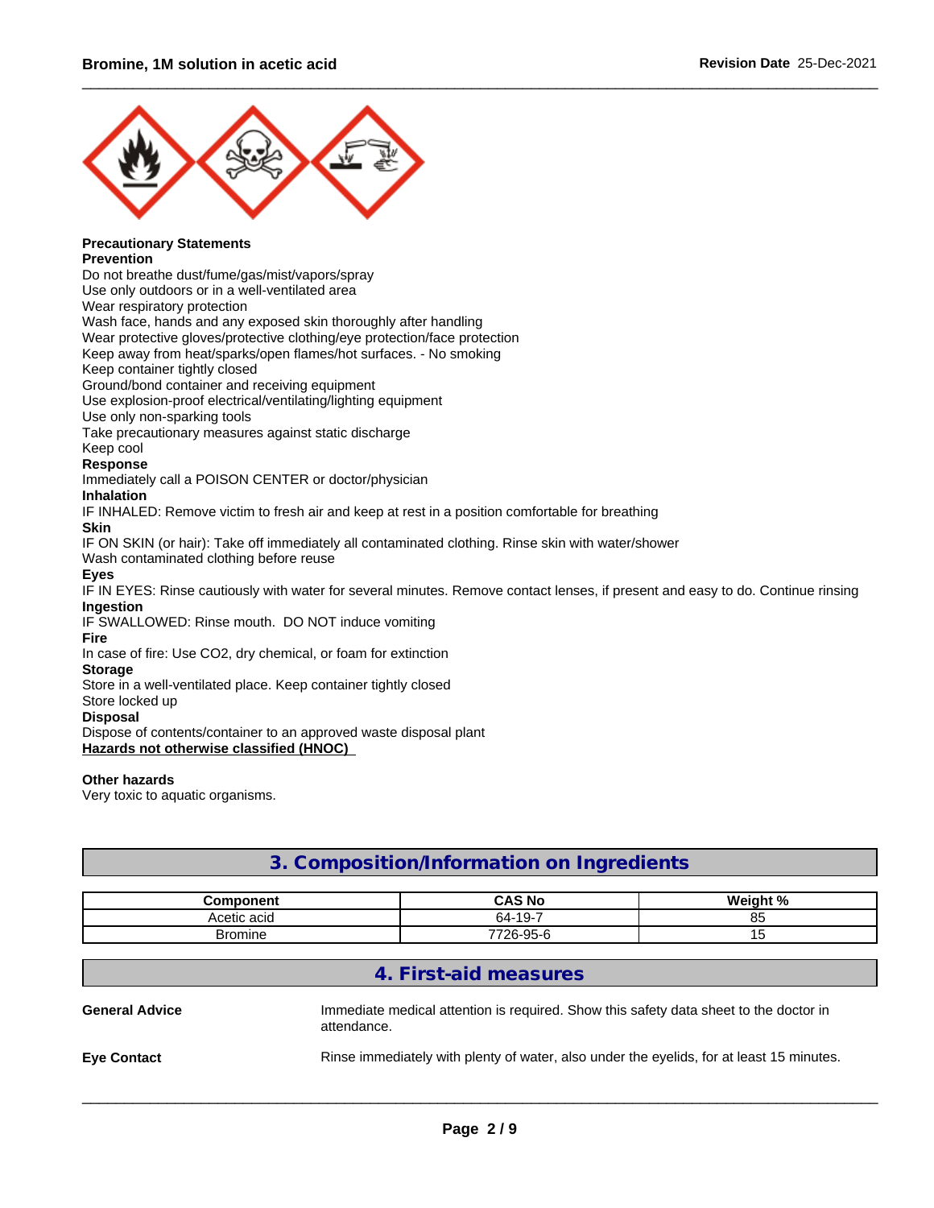**Precautionary Statements**

**Prevention**

Do not breathe dust/fume/gas/mist/vapors/spray
Use only outdoors or in a well-ventilated area
Wear respiratory protection
Wash face, hands and any exposed skin thoroughly after handling
Wear protective gloves/protective clothing/eye protection/face protection
Keep away from heat/sparks/open flames/hot surfaces. - No smoking
Keep container tightly closed
Ground/bond container and receiving equipment
Use explosion-proof electrical/ventilating/lighting equipment
Use only non-sparking tools
Take precautionary measures against static discharge
Keep cool

**Response**

Immediately call a POISON CENTER or doctor/physician

**Inhalation**

IF INHALED: Remove victim to fresh air and keep at rest in a position comfortable for breathing

**Skin**

IF ON SKIN (or hair): Take off immediately all contaminated clothing. Rinse skin with water/shower
Wash contaminated clothing before reuse

**Eyes**

IF IN EYES: Rinse cautiously with water for several minutes. Remove contact lenses, if present and easy to do. Continue rinsing

**Ingestion**

IF SWALLOWED: Rinse mouth. DO NOT induce vomiting

**Fire**

In case of fire: Use CO2, dry chemical, or foam for extinction

**Storage**

Store in a well-ventilated place. Keep container tightly closed
Store locked up

**Disposal**

Dispose of contents/container to an approved waste disposal plant

**Hazards not otherwise classified (HNOC)**

**Other hazards**

Very toxic to aquatic organisms.

## 3. Composition/Information on Ingredients

| Component | CAS No | Weight % |
| --- | --- | --- |
| Acetic acid | 64-19-7 | 85 |
| Bromine | 7726-95-6 | 15 |

## 4. First-aid measures

**General Advice** Immediate medical attention is required. Show this safety data sheet to the doctor in attendance.

**Eye Contact** Rinse immediately with plenty of water, also under the eyelids, for at least 15 minutes.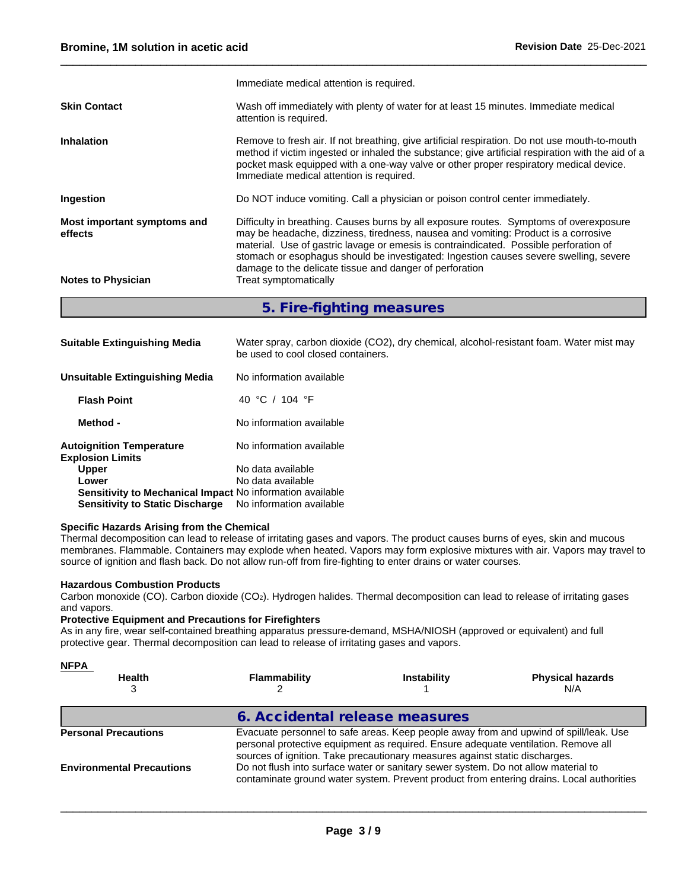| | |
|---|---|
| | Immediate medical attention is required. |
| **Skin Contact** | Wash off immediately with plenty of water for at least 15 minutes. Immediate medical attention is required. |
| **Inhalation** | Remove to fresh air. If not breathing, give artificial respiration. Do not use mouth-to-mouth method if victim ingested or inhaled the substance; give artificial respiration with the aid of a pocket mask equipped with a one-way valve or other proper respiratory medical device. Immediate medical attention is required. |
| **Ingestion** | Do NOT induce vomiting. Call a physician or poison control center immediately. |
| **Most important symptoms and effects** | Difficulty in breathing. Causes burns by all exposure routes. Symptoms of overexposure may be headache, dizziness, tiredness, nausea and vomiting: Product is a corrosive material. Use of gastric lavage or emesis is contraindicated. Possible perforation of stomach or esophagus should be investigated: Ingestion causes severe swelling, severe damage to the delicate tissue and danger of perforation |
| **Notes to Physician** | Treat symptomatically |

## 5. Fire-fighting measures

| | |
|---|---|
| **Suitable Extinguishing Media** | Water spray, carbon dioxide ($CO_2$), dry chemical, alcohol-resistant foam. Water mist may be used to cool closed containers. |
| **Unsuitable Extinguishing Media** | No information available |
| **Flash Point** | 40 °C / 104 °F |
| **Method -** | No information available |
| **Autoignition Temperature** | No information available |
| **Explosion Limits** | |
| **Upper** | No data available |
| **Lower** | No data available |
| **Sensitivity to Mechanical Impact** | No information available |
| **Sensitivity to Static Discharge** | No information available |

**Specific Hazards Arising from the Chemical**

Thermal decomposition can lead to release of irritating gases and vapors. The product causes burns of eyes, skin and mucous membranes. Flammable. Containers may explode when heated. Vapors may form explosive mixtures with air. Vapors may travel to source of ignition and flash back. Do not allow run-off from fire-fighting to enter drains or water courses.

**Hazardous Combustion Products**

Carbon monoxide (CO). Carbon dioxide ($CO_2$). Hydrogen halides. Thermal decomposition can lead to release of irritating gases and vapors.

**Protective Equipment and Precautions for Firefighters**

As in any fire, wear self-contained breathing apparatus pressure-demand, MSHA/NIOSH (approved or equivalent) and full protective gear. Thermal decomposition can lead to release of irritating gases and vapors.

**NFPA**

| Health | Flammability | Instability | Physical hazards |
|---|---|---|---|
| 3 | 2 | 1 | N/A |

## 6. Accidental release measures

| | |
|---|---|
| **Personal Precautions** | Evacuate personnel to safe areas. Keep people away from and upwind of spill/leak. Use personal protective equipment as required. Ensure adequate ventilation. Remove all sources of ignition. Take precautionary measures against static discharges. |
| **Environmental Precautions** | Do not flush into surface water or sanitary sewer system. Do not allow material to contaminate ground water system. Prevent product from entering drains. Local authorities |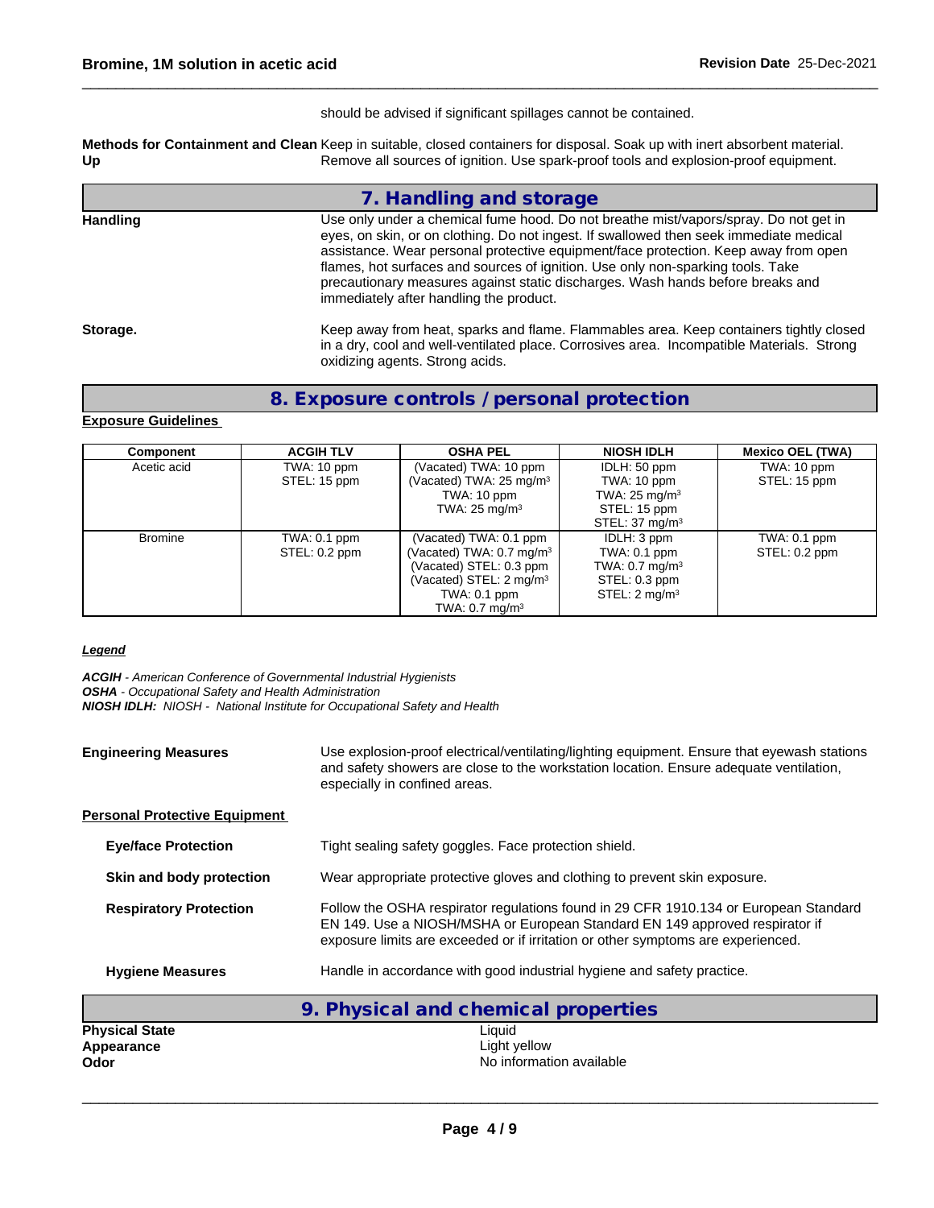should be advised if significant spillages cannot be contained.

**Methods for Containment and Clean Up** Keep in suitable, closed containers for disposal. Soak up with inert absorbent material. Remove all sources of ignition. Use spark-proof tools and explosion-proof equipment.

## 7. Handling and storage

**Handling** Use only under a chemical fume hood. Do not breathe mist/vapors/spray. Do not get in eyes, on skin, or on clothing. Do not ingest. If swallowed then seek immediate medical assistance. Wear personal protective equipment/face protection. Keep away from open flames, hot surfaces and sources of ignition. Use only non-sparking tools. Take precautionary measures against static discharges. Wash hands before breaks and immediately after handling the product.

**Storage.** Keep away from heat, sparks and flame. Flammables area. Keep containers tightly closed in a dry, cool and well-ventilated place. Corrosives area. Incompatible Materials. Strong oxidizing agents. Strong acids.

## 8. Exposure controls / personal protection

**Exposure Guidelines**

| Component | ACGIH TLV | OSHA PEL | NIOSH IDLH | Mexico OEL (TWA) |
|---|---|---|---|---|
| Acetic acid | TWA: 10 ppm<br>STEL: 15 ppm | (Vacated) TWA: 10 ppm<br>(Vacated) TWA: 25 mg/m$^3$<br>TWA: 10 ppm<br>TWA: 25 mg/m$^3$ | IDLH: 50 ppm<br>TWA: 10 ppm<br>TWA: 25 mg/m$^3$<br>STEL: 15 ppm<br>STEL: 37 mg/m$^3$ | TWA: 10 ppm<br>STEL: 15 ppm |
| Bromine | TWA: 0.1 ppm<br>STEL: 0.2 ppm | (Vacated) TWA: 0.1 ppm<br>(Vacated) TWA: 0.7 mg/m$^3$<br>(Vacated) STEL: 0.3 ppm<br>(Vacated) STEL: 2 mg/m$^3$<br>TWA: 0.1 ppm<br>TWA: 0.7 mg/m$^3$ | IDLH: 3 ppm<br>TWA: 0.1 ppm<br>TWA: 0.7 mg/m$^3$<br>STEL: 0.3 ppm<br>STEL: 2 mg/m$^3$ | TWA: 0.1 ppm<br>STEL: 0.2 ppm |

***Legend***

***ACGIH*** *- American Conference of Governmental Industrial Hygienists*
***OSHA*** *- Occupational Safety and Health Administration*
***NIOSH IDLH:*** *NIOSH - National Institute for Occupational Safety and Health*

**Engineering Measures** Use explosion-proof electrical/ventilating/lighting equipment. Ensure that eyewash stations and safety showers are close to the workstation location. Ensure adequate ventilation, especially in confined areas.

**Personal Protective Equipment**

**Eye/face Protection** Tight sealing safety goggles. Face protection shield.

**Skin and body protection** Wear appropriate protective gloves and clothing to prevent skin exposure.

**Respiratory Protection** Follow the OSHA respirator regulations found in 29 CFR 1910.134 or European Standard EN 149. Use a NIOSH/MSHA or European Standard EN 149 approved respirator if exposure limits are exceeded or if irritation or other symptoms are experienced.

**Hygiene Measures** Handle in accordance with good industrial hygiene and safety practice.

## 9. Physical and chemical properties

**Physical State** Liquid
**Appearance** Light yellow
**Odor** No information available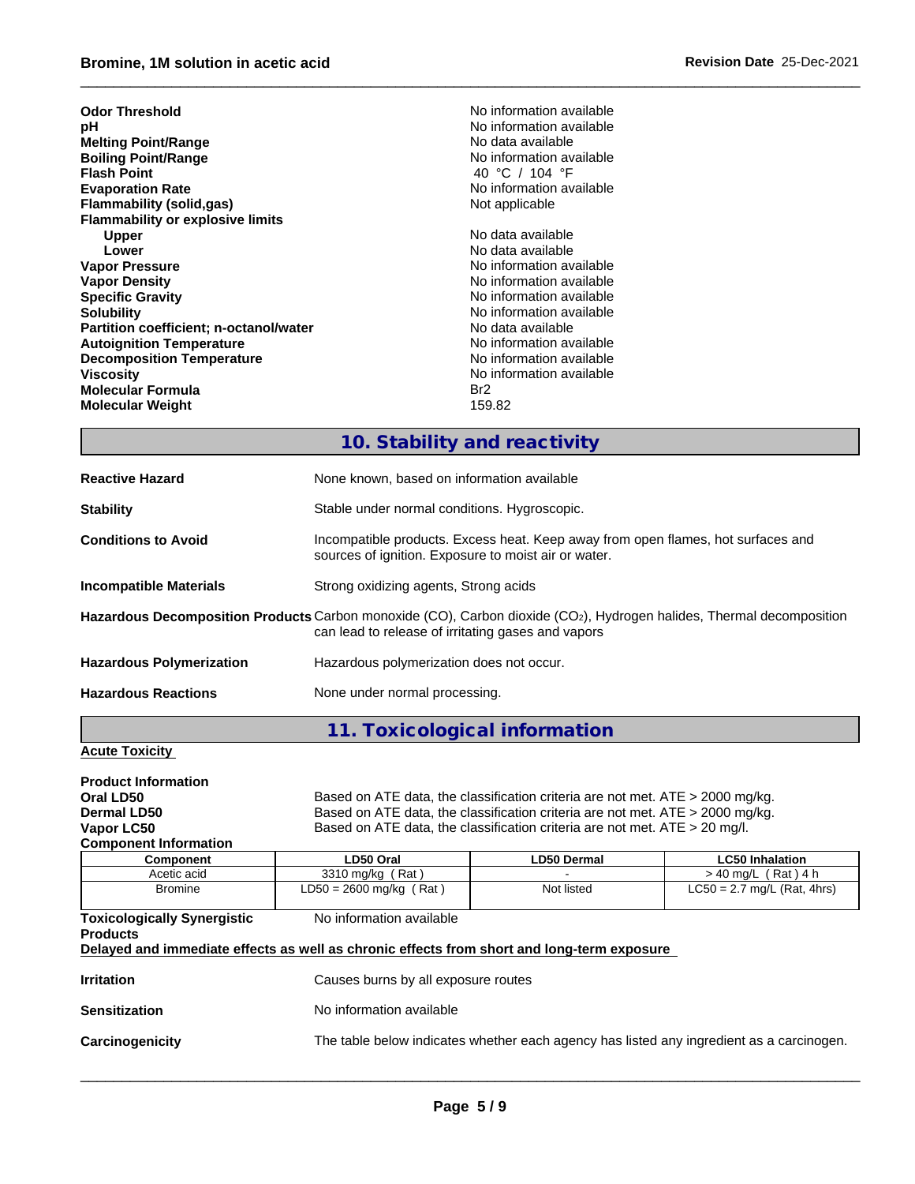| | |
|---|---|
| **Odor Threshold** | No information available |
| **pH** | No information available |
| **Melting Point/Range** | No data available |
| **Boiling Point/Range** | No information available |
| **Flash Point** | 40 °C / 104 °F |
| **Evaporation Rate** | No information available |
| **Flammability (solid,gas)** | Not applicable |
| **Flammability or explosive limits** | |
| **Upper** | No data available |
| **Lower** | No data available |
| **Vapor Pressure** | No information available |
| **Vapor Density** | No information available |
| **Specific Gravity** | No information available |
| **Solubility** | No information available |
| **Partition coefficient; n-octanol/water** | No data available |
| **Autoignition Temperature** | No information available |
| **Decomposition Temperature** | No information available |
| **Viscosity** | No information available |
| **Molecular Formula** | Br2 |
| **Molecular Weight** | 159.82 |

## 10. Stability and reactivity

**Reactive Hazard** None known, based on information available

**Stability** Stable under normal conditions. Hygroscopic.

**Conditions to Avoid** Incompatible products. Excess heat. Keep away from open flames, hot surfaces and sources of ignition. Exposure to moist air or water.

**Incompatible Materials** Strong oxidizing agents, Strong acids

**Hazardous Decomposition Products** Carbon monoxide (CO), Carbon dioxide ($CO_2$), Hydrogen halides, Thermal decomposition can lead to release of irritating gases and vapors

**Hazardous Polymerization** Hazardous polymerization does not occur.

**Hazardous Reactions** None under normal processing.

## 11. Toxicological information

**Acute Toxicity**

**Product Information**

**Oral LD50** Based on ATE data, the classification criteria are not met. ATE > 2000 mg/kg.

**Dermal LD50** Based on ATE data, the classification criteria are not met. ATE > 2000 mg/kg.

**Vapor LC50** Based on ATE data, the classification criteria are not met. ATE > 20 mg/l.

**Component Information**

| Component | LD50 Oral | LD50 Dermal | LC50 Inhalation |
|---|---|---|---|
| Acetic acid | 3310 mg/kg ( Rat ) | - | > 40 mg/L ( Rat ) 4 h |
| Bromine | LD50 = 2600 mg/kg ( Rat ) | Not listed | LC50 = 2.7 mg/L (Rat, 4hrs) |

**Toxicologically Synergistic Products** No information available

**Delayed and immediate effects as well as chronic effects from short and long-term exposure**

**Irritation** Causes burns by all exposure routes

**Sensitization** No information available

**Carcinogenicity** The table below indicates whether each agency has listed any ingredient as a carcinogen.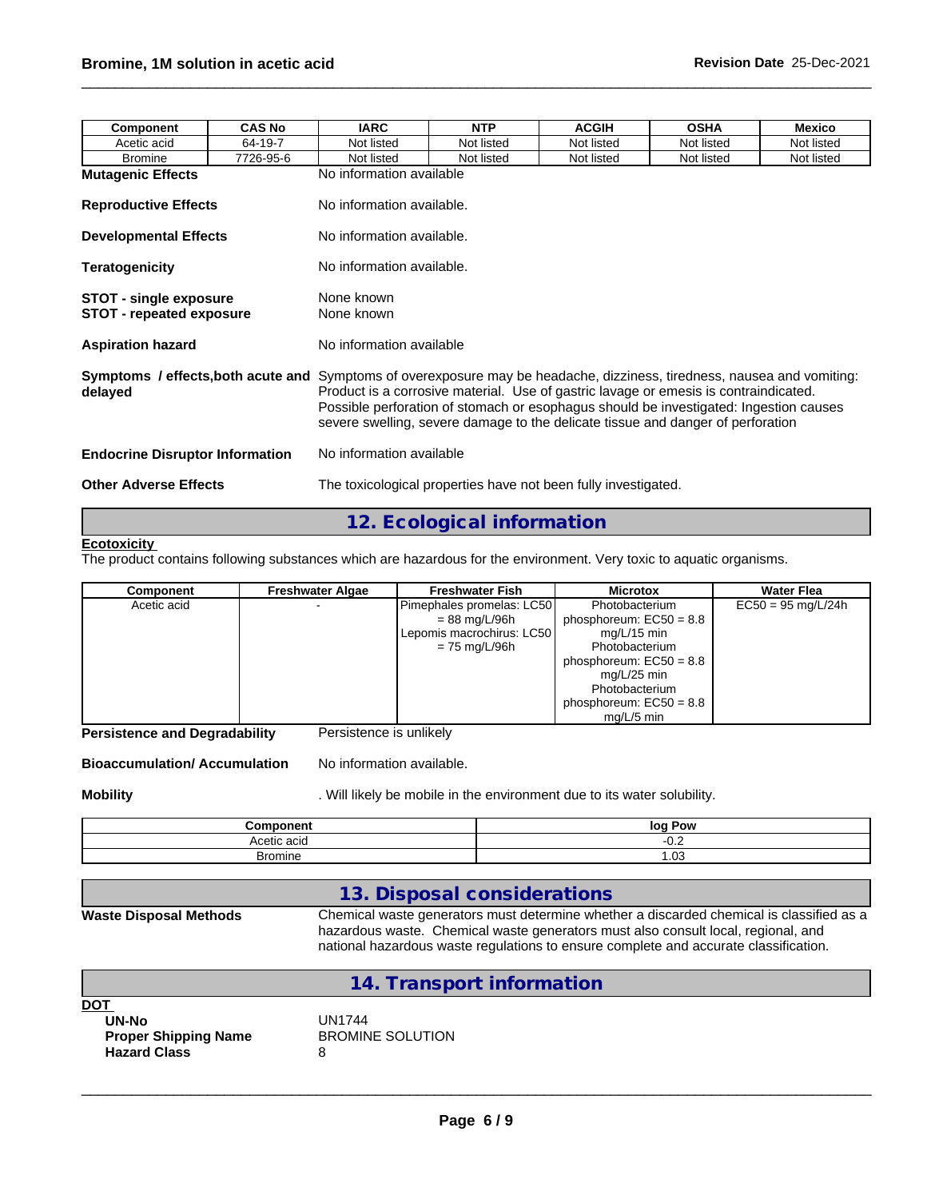| Component | CAS No | IARC | NTP | ACGIH | OSHA | Mexico |
|---|---|---|---|---|---|---|
| Acetic acid | 64-19-7 | Not listed | Not listed | Not listed | Not listed | Not listed |
| Bromine | 7726-95-6 | Not listed | Not listed | Not listed | Not listed | Not listed |

**Mutagenic Effects** No information available

**Reproductive Effects** No information available.

**Developmental Effects** No information available.

**Teratogenicity** No information available.

**STOT - single exposure** None known
**STOT - repeated exposure** None known

**Aspiration hazard** No information available

**Symptoms / effects,both acute and delayed** Symptoms of overexposure may be headache, dizziness, tiredness, nausea and vomiting: Product is a corrosive material. Use of gastric lavage or emesis is contraindicated. Possible perforation of stomach or esophagus should be investigated: Ingestion causes severe swelling, severe damage to the delicate tissue and danger of perforation

**Endocrine Disruptor Information** No information available

**Other Adverse Effects** The toxicological properties have not been fully investigated.

## 12. Ecological information

**Ecotoxicity**

The product contains following substances which are hazardous for the environment. Very toxic to aquatic organisms.

| Component | Freshwater Algae | Freshwater Fish | Microtox | Water Flea |
|---|---|---|---|---|
| Acetic acid | - | Pimephales promelas: LC50 = 88 mg/L/96h<br>Lepomis macrochirus: LC50 = 75 mg/L/96h | Photobacterium phosphoreum: EC50 = 8.8 mg/L/15 min<br>Photobacterium phosphoreum: EC50 = 8.8 mg/L/25 min<br>Photobacterium phosphoreum: EC50 = 8.8 mg/L/5 min | EC50 = 95 mg/L/24h |

**Persistence and Degradability** Persistence is unlikely

**Bioaccumulation/ Accumulation** No information available.

**Mobility** . Will likely be mobile in the environment due to its water solubility.

| Component | log Pow |
|---|---|
| Acetic acid | -0.2 |
| Bromine | 1.03 |

## 13. Disposal considerations

**Waste Disposal Methods** Chemical waste generators must determine whether a discarded chemical is classified as a hazardous waste. Chemical waste generators must also consult local, regional, and national hazardous waste regulations to ensure complete and accurate classification.

## 14. Transport information

**DOT**

**UN-No** UN1744
**Proper Shipping Name** BROMINE SOLUTION
**Hazard Class** 8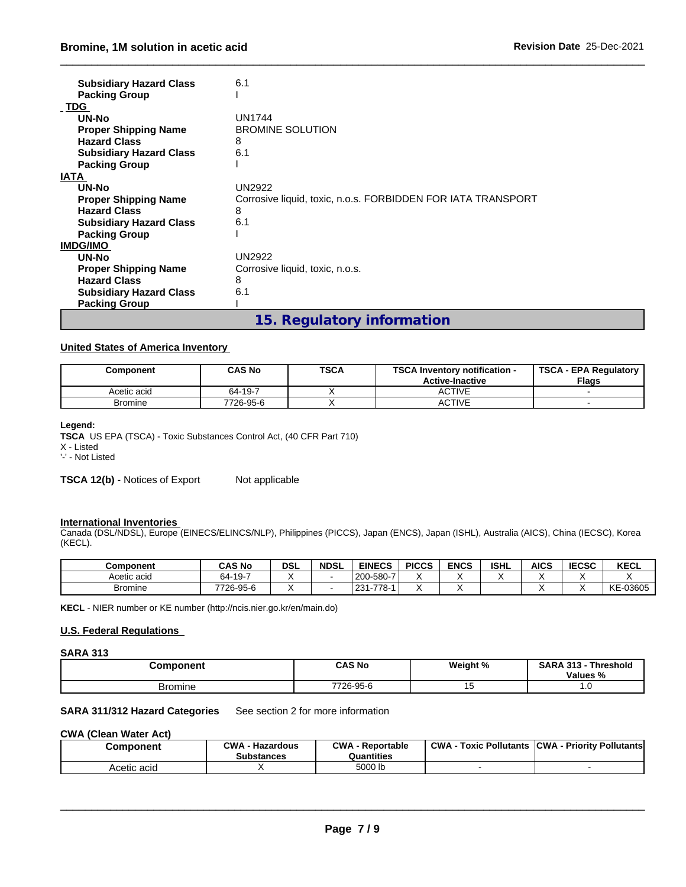| | |
|---|---|
| **Subsidiary Hazard Class** | 6.1 |
| **Packing Group** | I |

**TDG**

| | |
|---|---|
| **UN-No** | UN1744 |
| **Proper Shipping Name** | BROMINE SOLUTION |
| **Hazard Class** | 8 |
| **Subsidiary Hazard Class** | 6.1 |
| **Packing Group** | I |

**IATA**

| | |
|---|---|
| **UN-No** | UN2922 |
| **Proper Shipping Name** | Corrosive liquid, toxic, n.o.s. FORBIDDEN FOR IATA TRANSPORT |
| **Hazard Class** | 8 |
| **Subsidiary Hazard Class** | 6.1 |
| **Packing Group** | I |

**IMDG/IMO**

| | |
|---|---|
| **UN-No** | UN2922 |
| **Proper Shipping Name** | Corrosive liquid, toxic, n.o.s. |
| **Hazard Class** | 8 |
| **Subsidiary Hazard Class** | 6.1 |
| **Packing Group** | I |

## 15. Regulatory information

### United States of America Inventory

| Component | CAS No | TSCA | TSCA Inventory notification - Active-Inactive | TSCA - EPA Regulatory Flags |
|---|---|---|---|---|
| Acetic acid | 64-19-7 | X | ACTIVE | - |
| Bromine | 7726-95-6 | X | ACTIVE | - |

**Legend:**
**TSCA** US EPA (TSCA) - Toxic Substances Control Act, (40 CFR Part 710)
X - Listed
'-' - Not Listed

**TSCA 12(b)** - Notices of Export Not applicable

### International Inventories

Canada (DSL/NDSL), Europe (EINECS/ELINCS/NLP), Philippines (PICCS), Japan (ENCS), Japan (ISHL), Australia (AICS), China (IECSC), Korea (KECL).

| Component | CAS No | DSL | NDSL | EINECS | PICCS | ENCS | ISHL | AICS | IECSC | KECL |
|---|---|---|---|---|---|---|---|---|---|---|
| Acetic acid | 64-19-7 | X | - | 200-580-7 | X | X | X | X | X | X |
| Bromine | 7726-95-6 | X | - | 231-778-1 | X | X | | X | X | KE-03605 |

**KECL** - NIER number or KE number (http://ncis.nier.go.kr/en/main.do)

### U.S. Federal Regulations

**SARA 313**

| Component | CAS No | Weight % | SARA 313 - Threshold Values % |
|---|---|---|---|
| Bromine | 7726-95-6 | 15 | 1.0 |

**SARA 311/312 Hazard Categories** See section 2 for more information

**CWA (Clean Water Act)**

| Component | CWA - Hazardous Substances | CWA - Reportable Quantities | CWA - Toxic Pollutants | CWA - Priority Pollutants |
|---|---|---|---|---|
| Acetic acid | X | 5000 lb | - | - |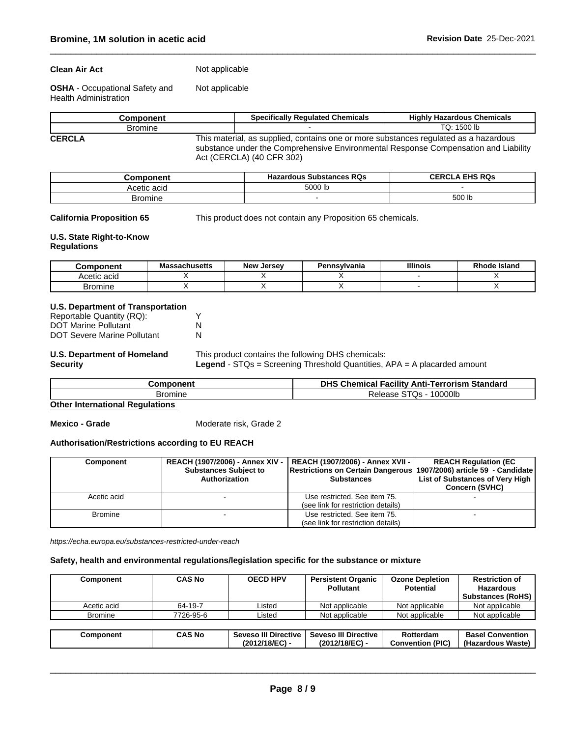**Clean Air Act** Not applicable

**OSHA** - Occupational Safety and Health Administration Not applicable

| Component | Specifically Regulated Chemicals | Highly Hazardous Chemicals |
|---|---|---|
| Bromine | - | TQ: 1500 lb |

**CERCLA** This material, as supplied, contains one or more substances regulated as a hazardous substance under the Comprehensive Environmental Response Compensation and Liability Act (CERCLA) (40 CFR 302)

| Component | Hazardous Substances RQs | CERCLA EHS RQs |
|---|---|---|
| Acetic acid | 5000 lb | - |
| Bromine | - | 500 lb |

**California Proposition 65** This product does not contain any Proposition 65 chemicals.

**U.S. State Right-to-Know Regulations**

| Component | Massachusetts | New Jersey | Pennsylvania | Illinois | Rhode Island |
|---|---|---|---|---|---|
| Acetic acid | X | X | X | - | X |
| Bromine | X | X | X | - | X |

**U.S. Department of Transportation**

Reportable Quantity (RQ): Y
DOT Marine Pollutant N
DOT Severe Marine Pollutant N

**U.S. Department of Homeland Security** This product contains the following DHS chemicals:
**Legend** - STQs = Screening Threshold Quantities, APA = A placarded amount

| Component | DHS Chemical Facility Anti-Terrorism Standard |
|---|---|
| Bromine | Release STQs - 10000lb |

**Other International Regulations**

**Mexico - Grade** Moderate risk, Grade 2

**Authorisation/Restrictions according to EU REACH**

| Component | REACH (1907/2006) - Annex XIV - Substances Subject to Authorization | REACH (1907/2006) - Annex XVII - Restrictions on Certain Dangerous Substances | REACH Regulation (EC 1907/2006) article 59 - Candidate List of Substances of Very High Concern (SVHC) |
|---|---|---|---|
| Acetic acid | - | Use restricted. See item 75. (see link for restriction details) | - |
| Bromine | - | Use restricted. See item 75. (see link for restriction details) | - |

*https://echa.europa.eu/substances-restricted-under-reach*

**Safety, health and environmental regulations/legislation specific for the substance or mixture**

| Component | CAS No | OECD HPV | Persistent Organic Pollutant | Ozone Depletion Potential | Restriction of Hazardous Substances (RoHS) |
|---|---|---|---|---|---|
| Acetic acid | 64-19-7 | Listed | Not applicable | Not applicable | Not applicable |
| Bromine | 7726-95-6 | Listed | Not applicable | Not applicable | Not applicable |

| Component | CAS No | Seveso III Directive (2012/18/EC) - | Seveso III Directive (2012/18/EC) - | Rotterdam Convention (PIC) | Basel Convention (Hazardous Waste) |
|---|---|---|---|---|---|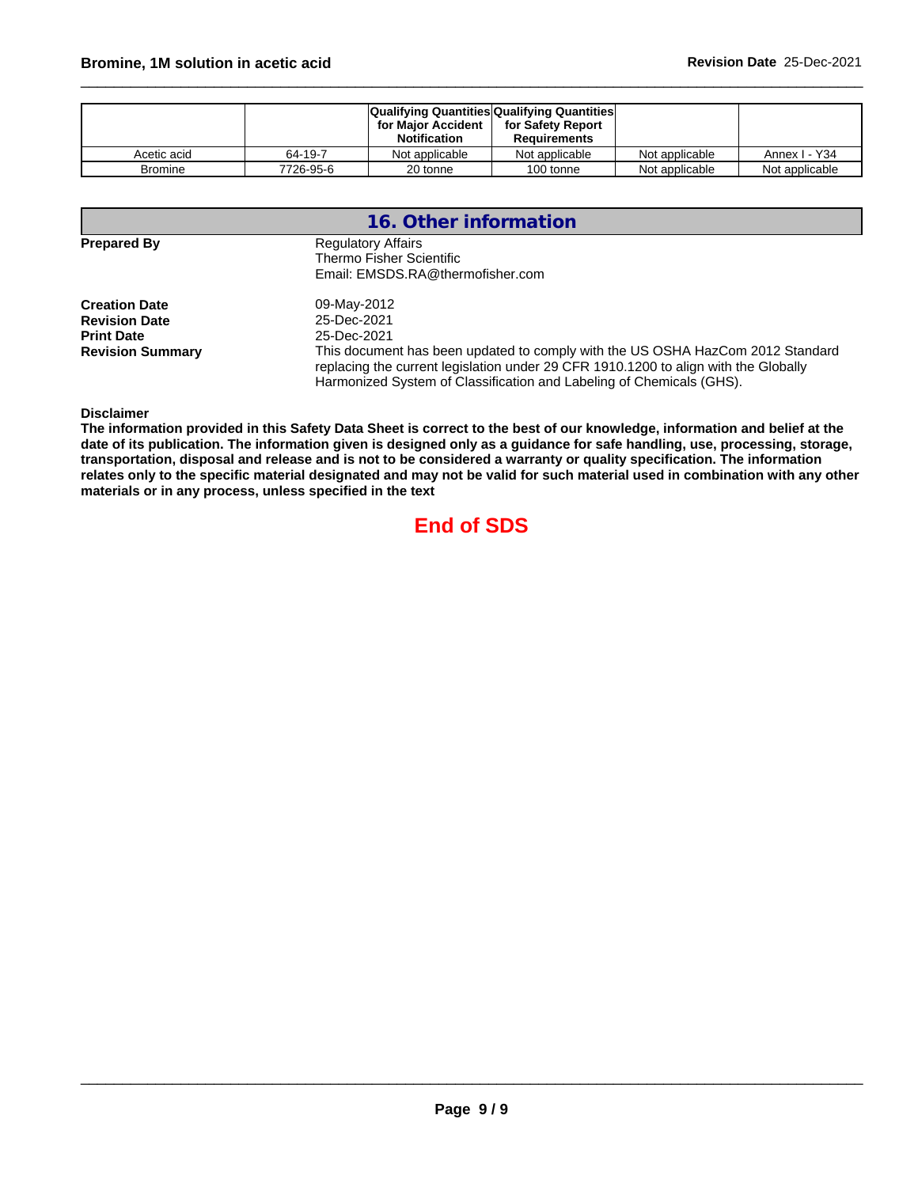| | | Qualifying Quantities for Major Accident Notification | Qualifying Quantities for Safety Report Requirements | | |
|---|---|---|---|---|---|
| Acetic acid | 64-19-7 | Not applicable | Not applicable | Not applicable | Annex I - Y34 |
| Bromine | 7726-95-6 | 20 tonne | 100 tonne | Not applicable | Not applicable |

## 16. Other information

**Prepared By**
Regulatory Affairs
Thermo Fisher Scientific
Email: EMSDS.RA@thermofisher.com

**Creation Date** 09-May-2012
**Revision Date** 25-Dec-2021
**Print Date** 25-Dec-2021
**Revision Summary** This document has been updated to comply with the US OSHA HazCom 2012 Standard replacing the current legislation under 29 CFR 1910.1200 to align with the Globally Harmonized System of Classification and Labeling of Chemicals (GHS).

**Disclaimer**

**The information provided in this Safety Data Sheet is correct to the best of our knowledge, information and belief at the date of its publication. The information given is designed only as a guidance for safe handling, use, processing, storage, transportation, disposal and release and is not to be considered a warranty or quality specification. The information relates only to the specific material designated and may not be valid for such material used in combination with any other materials or in any process, unless specified in the text**

**End of SDS**